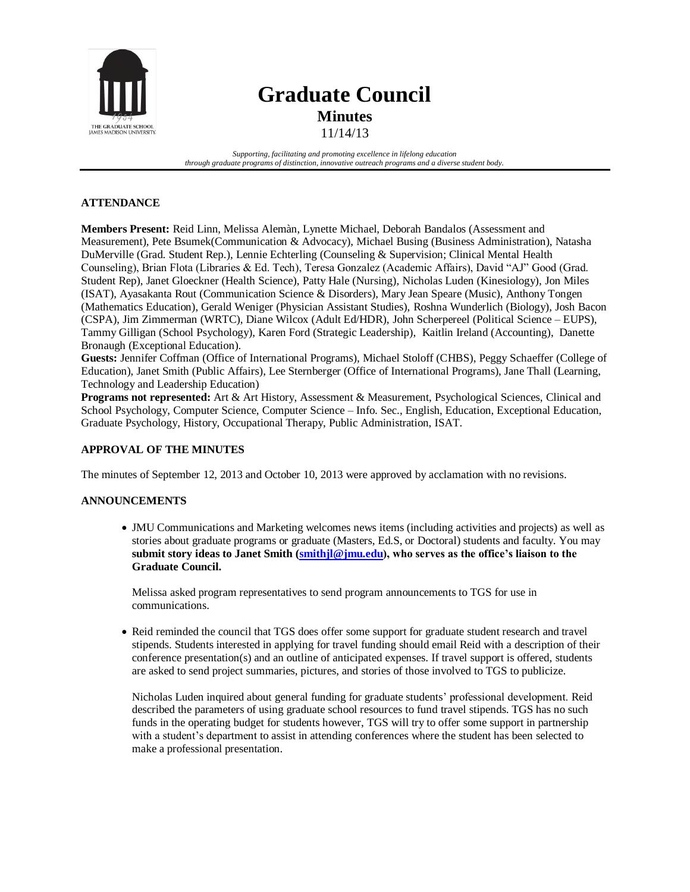# Graduate Council

## Minutes

11/14/13

*Supporting, facilitating and promoting excellence in lifelong education through graduate programs of distinction, innovative outreach programs and a diverse student body.*

### ATTENDANCE

**Members Present:** Reid Linn, Melissa Alemàn, Lynette Michael, Deborah Bandalos (Assessment and Measurement), Pete Bsumek(Communication & Advocacy), Michael Busing (Business Administration), Natasha DuMerville (Grad. Student Rep.), Lennie Echterling (Counseling & Supervision; Clinical Mental Health Counseling), Brian Flota (Libraries & Ed. Tech), Teresa Gonzalez (Academic Affairs), David "AJ" Good (Grad. Student Rep), Janet Gloeckner (Health Science), Patty Hale (Nursing), Nicholas Luden (Kinesiology), Jon Miles (ISAT), Ayasakanta Rout (Communication Science & Disorders), Mary Jean Speare (Music), Anthony Tongen (Mathematics Education), Gerald Weniger (Physician Assistant Studies), Roshna Wunderlich (Biology), Josh Bacon (CSPA), Jim Zimmerman (WRTC), Diane Wilcox (Adult Ed/HDR), John Scherpereel (Political Science – EUPS), Tammy Gilligan (School Psychology), Karen Ford (Strategic Leadership), Kaitlin Ireland (Accounting), Danette Bronaugh (Exceptional Education).

**Guests:** Jennifer Coffman (Office of International Programs), Michael Stoloff (CHBS), Peggy Schaeffer (College of Education), Janet Smith (Public Affairs), Lee Sternberger (Office of International Programs), Jane Thall (Learning, Technology and Leadership Education)

**Programs not represented:** Art & Art History, Assessment & Measurement, Psychological Sciences, Clinical and School Psychology, Computer Science, Computer Science – Info. Sec., English, Education, Exceptional Education, Graduate Psychology, History, Occupational Therapy, Public Administration, ISAT.

### APPROVAL OF THE MINUTES

The minutes of September 12, 2013 and October 10, 2013 were approved by acclamation with no revisions.

### ANNOUNCEMENTS

- JMU Communications and Marketing welcomes news items (including activities and projects) as well as stories about graduate programs or graduate (Masters, Ed.S, or Doctoral) students and faculty. You may **submit story ideas to Janet Smith (smithjl@jmu.edu), who serves as the office's liaison to the Graduate Council.**

  Melissa asked program representatives to send program announcements to TGS for use in communications.

- Reid reminded the council that TGS does offer some support for graduate student research and travel stipends. Students interested in applying for travel funding should email Reid with a description of their conference presentation(s) and an outline of anticipated expenses. If travel support is offered, students are asked to send project summaries, pictures, and stories of those involved to TGS to publicize.

  Nicholas Luden inquired about general funding for graduate students' professional development. Reid described the parameters of using graduate school resources to fund travel stipends. TGS has no such funds in the operating budget for students however, TGS will try to offer some support in partnership with a student's department to assist in attending conferences where the student has been selected to make a professional presentation.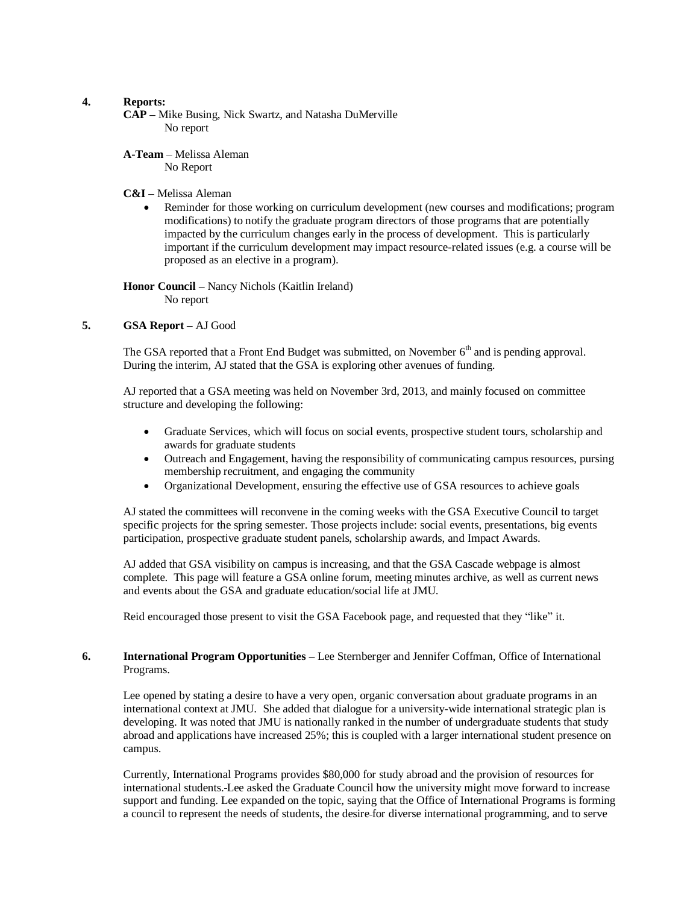4. **Reports:**

**CAP –** Mike Busing, Nick Swartz, and Natasha DuMerville

No report

**A-Team** – Melissa Aleman

No Report

**C&I –** Melissa Aleman

- Reminder for those working on curriculum development (new courses and modifications; program modifications) to notify the graduate program directors of those programs that are potentially impacted by the curriculum changes early in the process of development. This is particularly important if the curriculum development may impact resource-related issues (e.g. a course will be proposed as an elective in a program).

**Honor Council –** Nancy Nichols (Kaitlin Ireland)

No report

5. **GSA Report –** AJ Good

The GSA reported that a Front End Budget was submitted, on November 6th and is pending approval. During the interim, AJ stated that the GSA is exploring other avenues of funding.

AJ reported that a GSA meeting was held on November 3rd, 2013, and mainly focused on committee structure and developing the following:

- Graduate Services, which will focus on social events, prospective student tours, scholarship and awards for graduate students
- Outreach and Engagement, having the responsibility of communicating campus resources, pursing membership recruitment, and engaging the community
- Organizational Development, ensuring the effective use of GSA resources to achieve goals

AJ stated the committees will reconvene in the coming weeks with the GSA Executive Council to target specific projects for the spring semester. Those projects include: social events, presentations, big events participation, prospective graduate student panels, scholarship awards, and Impact Awards.

AJ added that GSA visibility on campus is increasing, and that the GSA Cascade webpage is almost complete. This page will feature a GSA online forum, meeting minutes archive, as well as current news and events about the GSA and graduate education/social life at JMU.

Reid encouraged those present to visit the GSA Facebook page, and requested that they "like" it.

6. **International Program Opportunities –** Lee Sternberger and Jennifer Coffman, Office of International Programs.

Lee opened by stating a desire to have a very open, organic conversation about graduate programs in an international context at JMU. She added that dialogue for a university-wide international strategic plan is developing. It was noted that JMU is nationally ranked in the number of undergraduate students that study abroad and applications have increased 25%; this is coupled with a larger international student presence on campus.

Currently, International Programs provides $80,000 for study abroad and the provision of resources for international students. Lee asked the Graduate Council how the university might move forward to increase support and funding. Lee expanded on the topic, saying that the Office of International Programs is forming a council to represent the needs of students, the desire for diverse international programming, and to serve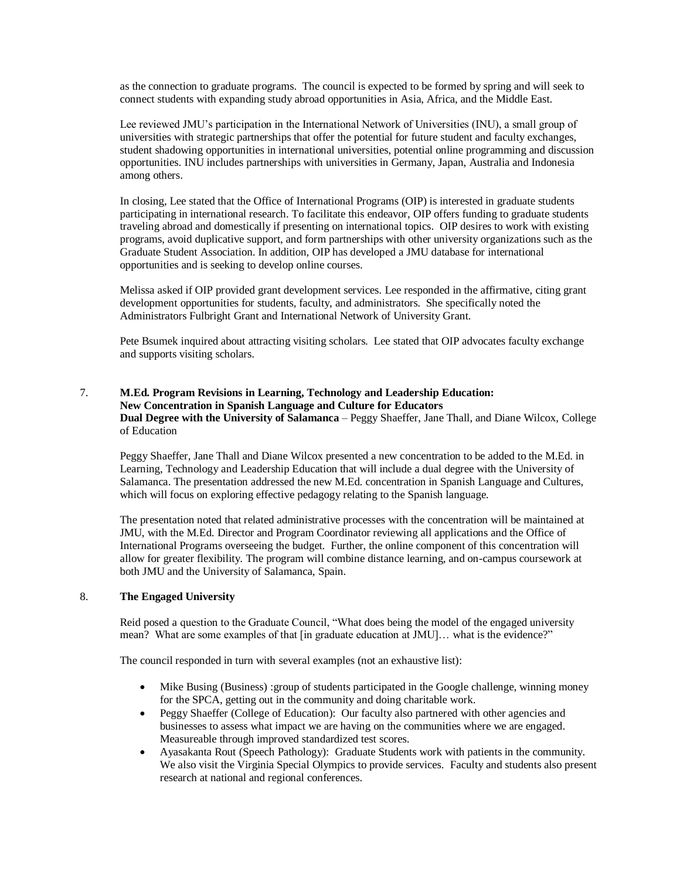as the connection to graduate programs. The council is expected to be formed by spring and will seek to connect students with expanding study abroad opportunities in Asia, Africa, and the Middle East.

Lee reviewed JMU's participation in the International Network of Universities (INU), a small group of universities with strategic partnerships that offer the potential for future student and faculty exchanges, student shadowing opportunities in international universities, potential online programming and discussion opportunities. INU includes partnerships with universities in Germany, Japan, Australia and Indonesia among others.

In closing, Lee stated that the Office of International Programs (OIP) is interested in graduate students participating in international research. To facilitate this endeavor, OIP offers funding to graduate students traveling abroad and domestically if presenting on international topics. OIP desires to work with existing programs, avoid duplicative support, and form partnerships with other university organizations such as the Graduate Student Association. In addition, OIP has developed a JMU database for international opportunities and is seeking to develop online courses.

Melissa asked if OIP provided grant development services. Lee responded in the affirmative, citing grant development opportunities for students, faculty, and administrators. She specifically noted the Administrators Fulbright Grant and International Network of University Grant.

Pete Bsumek inquired about attracting visiting scholars. Lee stated that OIP advocates faculty exchange and supports visiting scholars.

7. **M.Ed. Program Revisions in Learning, Technology and Leadership Education: New Concentration in Spanish Language and Culture for Educators Dual Degree with the University of Salamanca** – Peggy Shaeffer, Jane Thall, and Diane Wilcox, College of Education

Peggy Shaeffer, Jane Thall and Diane Wilcox presented a new concentration to be added to the M.Ed. in Learning, Technology and Leadership Education that will include a dual degree with the University of Salamanca. The presentation addressed the new M.Ed. concentration in Spanish Language and Cultures, which will focus on exploring effective pedagogy relating to the Spanish language.

The presentation noted that related administrative processes with the concentration will be maintained at JMU, with the M.Ed. Director and Program Coordinator reviewing all applications and the Office of International Programs overseeing the budget. Further, the online component of this concentration will allow for greater flexibility. The program will combine distance learning, and on-campus coursework at both JMU and the University of Salamanca, Spain.

8. **The Engaged University**

Reid posed a question to the Graduate Council, "What does being the model of the engaged university mean? What are some examples of that [in graduate education at JMU]… what is the evidence?"

The council responded in turn with several examples (not an exhaustive list):

- Mike Busing (Business) :group of students participated in the Google challenge, winning money for the SPCA, getting out in the community and doing charitable work.
- Peggy Shaeffer (College of Education): Our faculty also partnered with other agencies and businesses to assess what impact we are having on the communities where we are engaged. Measureable through improved standardized test scores.
- Ayasakanta Rout (Speech Pathology): Graduate Students work with patients in the community. We also visit the Virginia Special Olympics to provide services. Faculty and students also present research at national and regional conferences.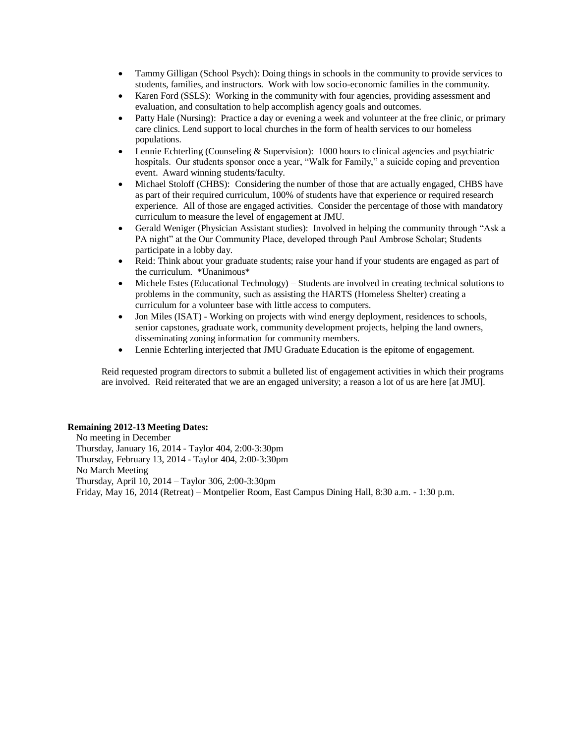- Tammy Gilligan (School Psych): Doing things in schools in the community to provide services to students, families, and instructors. Work with low socio-economic families in the community.
- Karen Ford (SSLS): Working in the community with four agencies, providing assessment and evaluation, and consultation to help accomplish agency goals and outcomes.
- Patty Hale (Nursing): Practice a day or evening a week and volunteer at the free clinic, or primary care clinics. Lend support to local churches in the form of health services to our homeless populations.
- Lennie Echterling (Counseling & Supervision): 1000 hours to clinical agencies and psychiatric hospitals. Our students sponsor once a year, "Walk for Family," a suicide coping and prevention event. Award winning students/faculty.
- Michael Stoloff (CHBS): Considering the number of those that are actually engaged, CHBS have as part of their required curriculum, 100% of students have that experience or required research experience. All of those are engaged activities. Consider the percentage of those with mandatory curriculum to measure the level of engagement at JMU.
- Gerald Weniger (Physician Assistant studies): Involved in helping the community through "Ask a PA night" at the Our Community Place, developed through Paul Ambrose Scholar; Students participate in a lobby day.
- Reid: Think about your graduate students; raise your hand if your students are engaged as part of the curriculum. *Unanimous*
- Michele Estes (Educational Technology) – Students are involved in creating technical solutions to problems in the community, such as assisting the HARTS (Homeless Shelter) creating a curriculum for a volunteer base with little access to computers.
- Jon Miles (ISAT) - Working on projects with wind energy deployment, residences to schools, senior capstones, graduate work, community development projects, helping the land owners, disseminating zoning information for community members.
- Lennie Echterling interjected that JMU Graduate Education is the epitome of engagement.

Reid requested program directors to submit a bulleted list of engagement activities in which their programs are involved. Reid reiterated that we are an engaged university; a reason a lot of us are here [at JMU].

**Remaining 2012-13 Meeting Dates:**

No meeting in December
Thursday, January 16, 2014 - Taylor 404, 2:00-3:30pm
Thursday, February 13, 2014 - Taylor 404, 2:00-3:30pm
No March Meeting
Thursday, April 10, 2014 – Taylor 306, 2:00-3:30pm
Friday, May 16, 2014 (Retreat) – Montpelier Room, East Campus Dining Hall, 8:30 a.m. - 1:30 p.m.